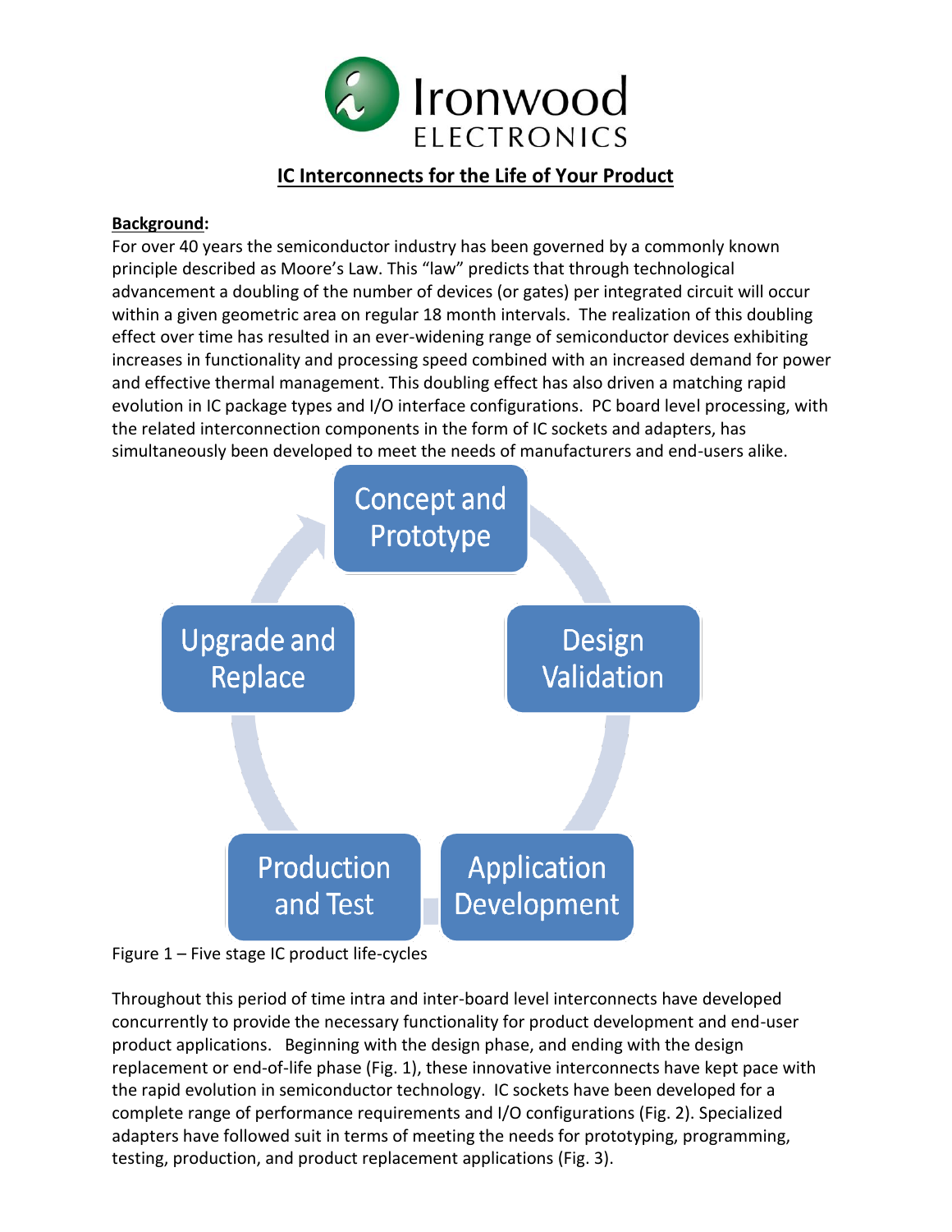Ironwood ELECTRONICS

# IC Interconnects for the Life of Your Product

**Background:**

For over 40 years the semiconductor industry has been governed by a commonly known principle described as Moore's Law. This "law" predicts that through technological advancement a doubling of the number of devices (or gates) per integrated circuit will occur within a given geometric area on regular 18 month intervals. The realization of this doubling effect over time has resulted in an ever-widening range of semiconductor devices exhibiting increases in functionality and processing speed combined with an increased demand for power and effective thermal management. This doubling effect has also driven a matching rapid evolution in IC package types and I/O interface configurations. PC board level processing, with the related interconnection components in the form of IC sockets and adapters, has simultaneously been developed to meet the needs of manufacturers and end-users alike.

Concept and Prototype → Design Validation → Application Development → Production and Test → Upgrade and Replace

Figure 1 – Five stage IC product life-cycles

Throughout this period of time intra and inter-board level interconnects have developed concurrently to provide the necessary functionality for product development and end-user product applications. Beginning with the design phase, and ending with the design replacement or end-of-life phase (Fig. 1), these innovative interconnects have kept pace with the rapid evolution in semiconductor technology. IC sockets have been developed for a complete range of performance requirements and I/O configurations (Fig. 2). Specialized adapters have followed suit in terms of meeting the needs for prototyping, programming, testing, production, and product replacement applications (Fig. 3).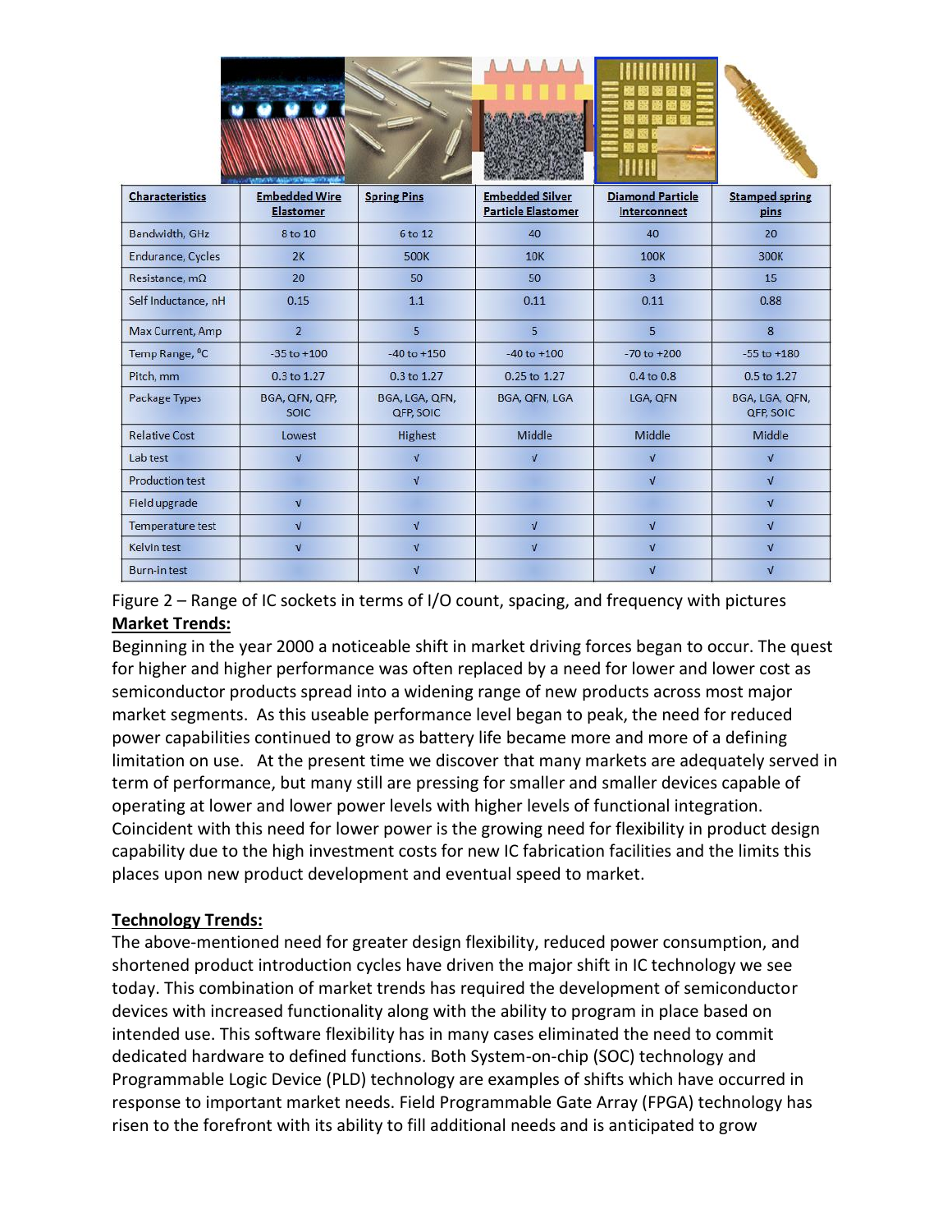| Characteristics | Embedded Wire Elastomer | Spring Pins | Embedded Silver Particle Elastomer | Diamond Particle Interconnect | Stamped spring pins |
|---|---|---|---|---|---|
| Bandwidth, GHz | 8 to 10 | 6 to 12 | 40 | 40 | 20 |
| Endurance, Cycles | 2K | 500K | 10K | 100K | 300K |
| Resistance, mΩ | 20 | 50 | 50 | 3 | 15 |
| Self Inductance, nH | 0.15 | 1.1 | 0.11 | 0.11 | 0.88 |
| Max Current, Amp | 2 | 5 | 5 | 5 | 8 |
| Temp Range, °C | -35 to +100 | -40 to +150 | -40 to +100 | -70 to +200 | -55 to +180 |
| Pitch, mm | 0.3 to 1.27 | 0.3 to 1.27 | 0.25 to 1.27 | 0.4 to 0.8 | 0.5 to 1.27 |
| Package Types | BGA, QFN, QFP, SOIC | BGA, LGA, QFN, QFP, SOIC | BGA, QFN, LGA | LGA, QFN | BGA, LGA, QFN, QFP, SOIC |
| Relative Cost | Lowest | Highest | Middle | Middle | Middle |
| Lab test | √ | √ | √ | √ | √ |
| Production test | | √ | | √ | √ |
| Field upgrade | √ | | | | √ |
| Temperature test | √ | √ | √ | √ | √ |
| Kelvin test | √ | √ | √ | √ | √ |
| Burn-in test | | √ | | √ | √ |

Figure 2 – Range of IC sockets in terms of I/O count, spacing, and frequency with pictures

**Market Trends:**

Beginning in the year 2000 a noticeable shift in market driving forces began to occur. The quest for higher and higher performance was often replaced by a need for lower and lower cost as semiconductor products spread into a widening range of new products across most major market segments. As this useable performance level began to peak, the need for reduced power capabilities continued to grow as battery life became more and more of a defining limitation on use. At the present time we discover that many markets are adequately served in term of performance, but many still are pressing for smaller and smaller devices capable of operating at lower and lower power levels with higher levels of functional integration. Coincident with this need for lower power is the growing need for flexibility in product design capability due to the high investment costs for new IC fabrication facilities and the limits this places upon new product development and eventual speed to market.

**Technology Trends:**

The above-mentioned need for greater design flexibility, reduced power consumption, and shortened product introduction cycles have driven the major shift in IC technology we see today. This combination of market trends has required the development of semiconductor devices with increased functionality along with the ability to program in place based on intended use. This software flexibility has in many cases eliminated the need to commit dedicated hardware to defined functions. Both System-on-chip (SOC) technology and Programmable Logic Device (PLD) technology are examples of shifts which have occurred in response to important market needs. Field Programmable Gate Array (FPGA) technology has risen to the forefront with its ability to fill additional needs and is anticipated to grow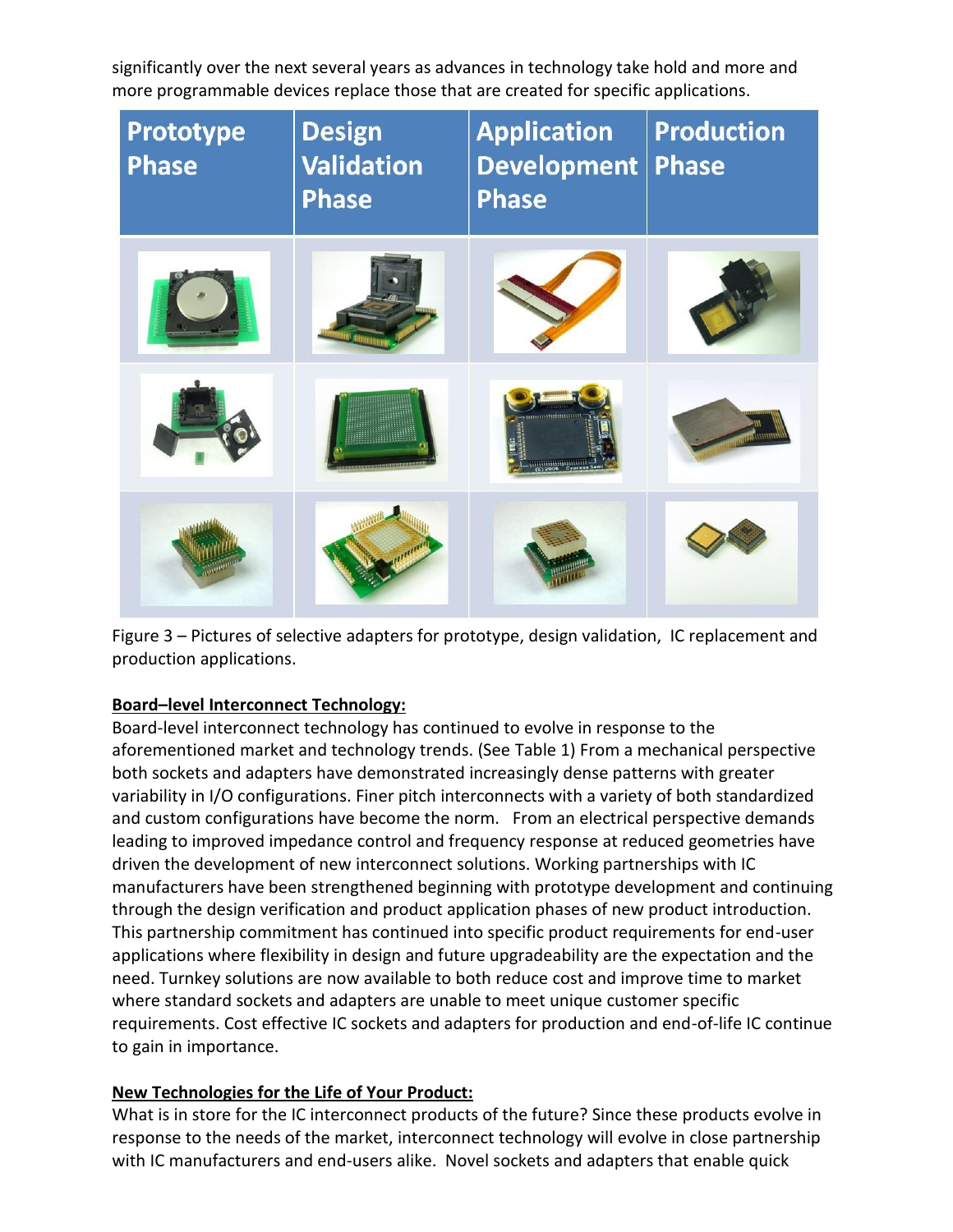significantly over the next several years as advances in technology take hold and more and more programmable devices replace those that are created for specific applications.

| Prototype Phase | Design Validation Phase | Application Development Phase | Production Phase |
|---|---|---|---|
| | | | |
| | | | |
| | | | |

Figure 3 – Pictures of selective adapters for prototype, design validation, IC replacement and production applications.

**Board–level Interconnect Technology:**

Board-level interconnect technology has continued to evolve in response to the aforementioned market and technology trends. (See Table 1) From a mechanical perspective both sockets and adapters have demonstrated increasingly dense patterns with greater variability in I/O configurations. Finer pitch interconnects with a variety of both standardized and custom configurations have become the norm. From an electrical perspective demands leading to improved impedance control and frequency response at reduced geometries have driven the development of new interconnect solutions. Working partnerships with IC manufacturers have been strengthened beginning with prototype development and continuing through the design verification and product application phases of new product introduction. This partnership commitment has continued into specific product requirements for end-user applications where flexibility in design and future upgradeability are the expectation and the need. Turnkey solutions are now available to both reduce cost and improve time to market where standard sockets and adapters are unable to meet unique customer specific requirements. Cost effective IC sockets and adapters for production and end-of-life IC continue to gain in importance.

**New Technologies for the Life of Your Product:**

What is in store for the IC interconnect products of the future? Since these products evolve in response to the needs of the market, interconnect technology will evolve in close partnership with IC manufacturers and end-users alike. Novel sockets and adapters that enable quick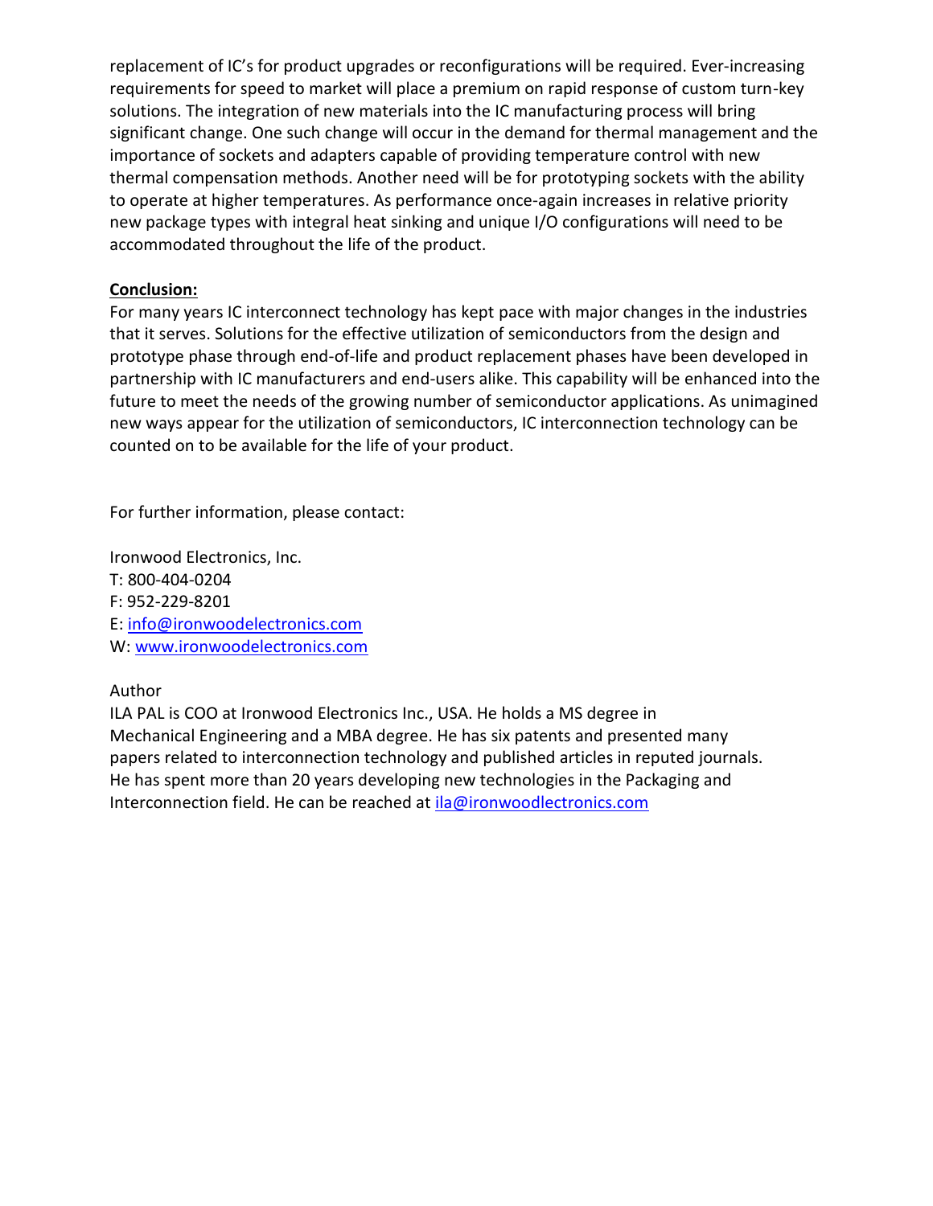replacement of IC's for product upgrades or reconfigurations will be required. Ever-increasing requirements for speed to market will place a premium on rapid response of custom turn-key solutions. The integration of new materials into the IC manufacturing process will bring significant change. One such change will occur in the demand for thermal management and the importance of sockets and adapters capable of providing temperature control with new thermal compensation methods. Another need will be for prototyping sockets with the ability to operate at higher temperatures. As performance once-again increases in relative priority new package types with integral heat sinking and unique I/O configurations will need to be accommodated throughout the life of the product.

**Conclusion:**

For many years IC interconnect technology has kept pace with major changes in the industries that it serves. Solutions for the effective utilization of semiconductors from the design and prototype phase through end-of-life and product replacement phases have been developed in partnership with IC manufacturers and end-users alike. This capability will be enhanced into the future to meet the needs of the growing number of semiconductor applications. As unimagined new ways appear for the utilization of semiconductors, IC interconnection technology can be counted on to be available for the life of your product.

For further information, please contact:

Ironwood Electronics, Inc.
T: 800-404-0204
F: 952-229-8201
E: info@ironwoodelectronics.com
W: www.ironwoodelectronics.com

Author

ILA PAL is COO at Ironwood Electronics Inc., USA. He holds a MS degree in Mechanical Engineering and a MBA degree. He has six patents and presented many papers related to interconnection technology and published articles in reputed journals. He has spent more than 20 years developing new technologies in the Packaging and Interconnection field. He can be reached at ila@ironwoodlectronics.com